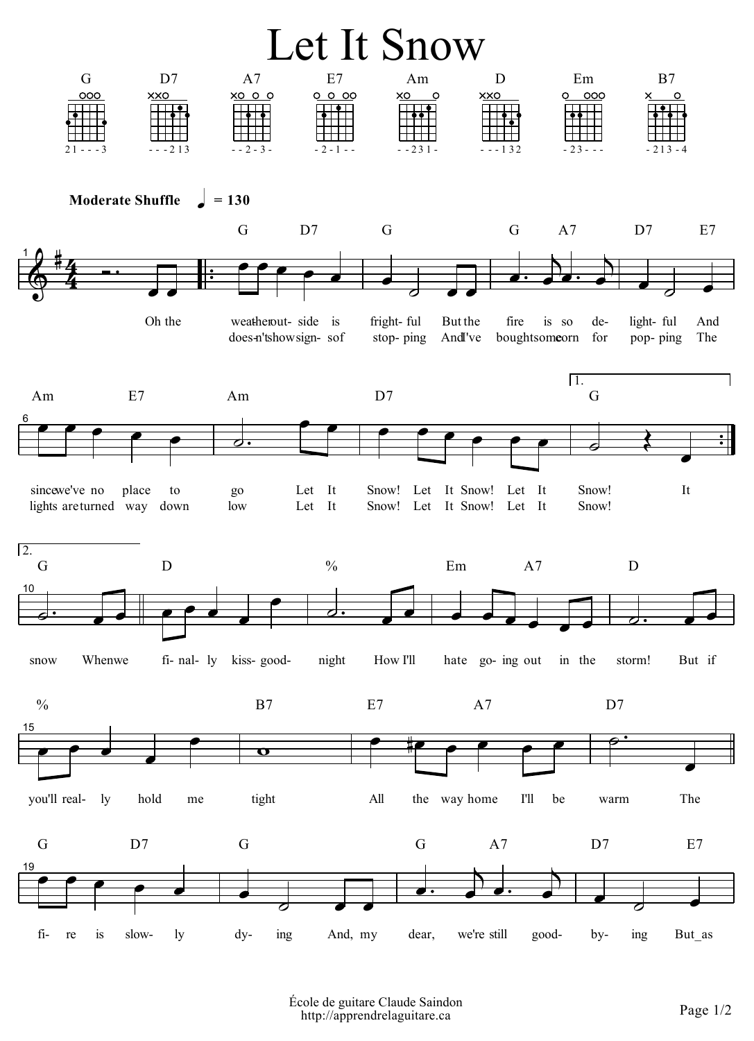# Let It Snow

G — D7 — A7 — E7 — Am — D — Em — B7

2 1 - - - 3 | - - - 2 1 3 | - - 2 - 3 - | - 2 - 1 - - | - - 2 3 1 - | - - - 1 3 2 | - 2 3 - - - | - 2 1 3 - 4

**Moderate Shuffle** ♩ = 130

Oh the weather out- side is fright- ful But the fire is so de- light- ful And since we've no place to go Let It Snow! Let It Snow! Let It Snow! It

does-n't show sign- s of stop- ping And I've bought some corn for pop- ping The lights are turned way down low Let It Snow! Let It Snow! Let It Snow!

snow When we fi- nal- ly kiss good- night How I'll hate go- ing out in the storm! But if you'll real- ly hold me tight All the way home I'll be warm The

fi- re is slow- ly dy- ing And, my dear, we're still good- by- ing But as

École de guitare Claude Saindon
http://apprendrelaguitare.ca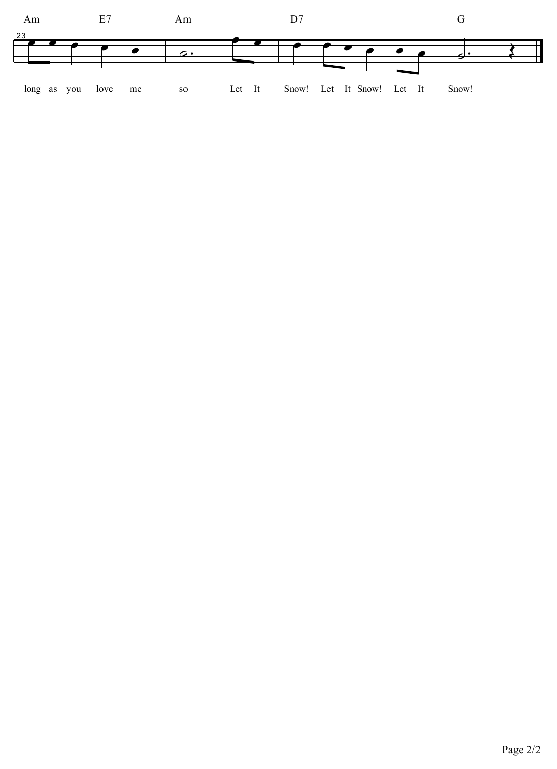Am E7 Am D7 G

23

long as you love me so Let It Snow! Let It Snow! Let It Snow!